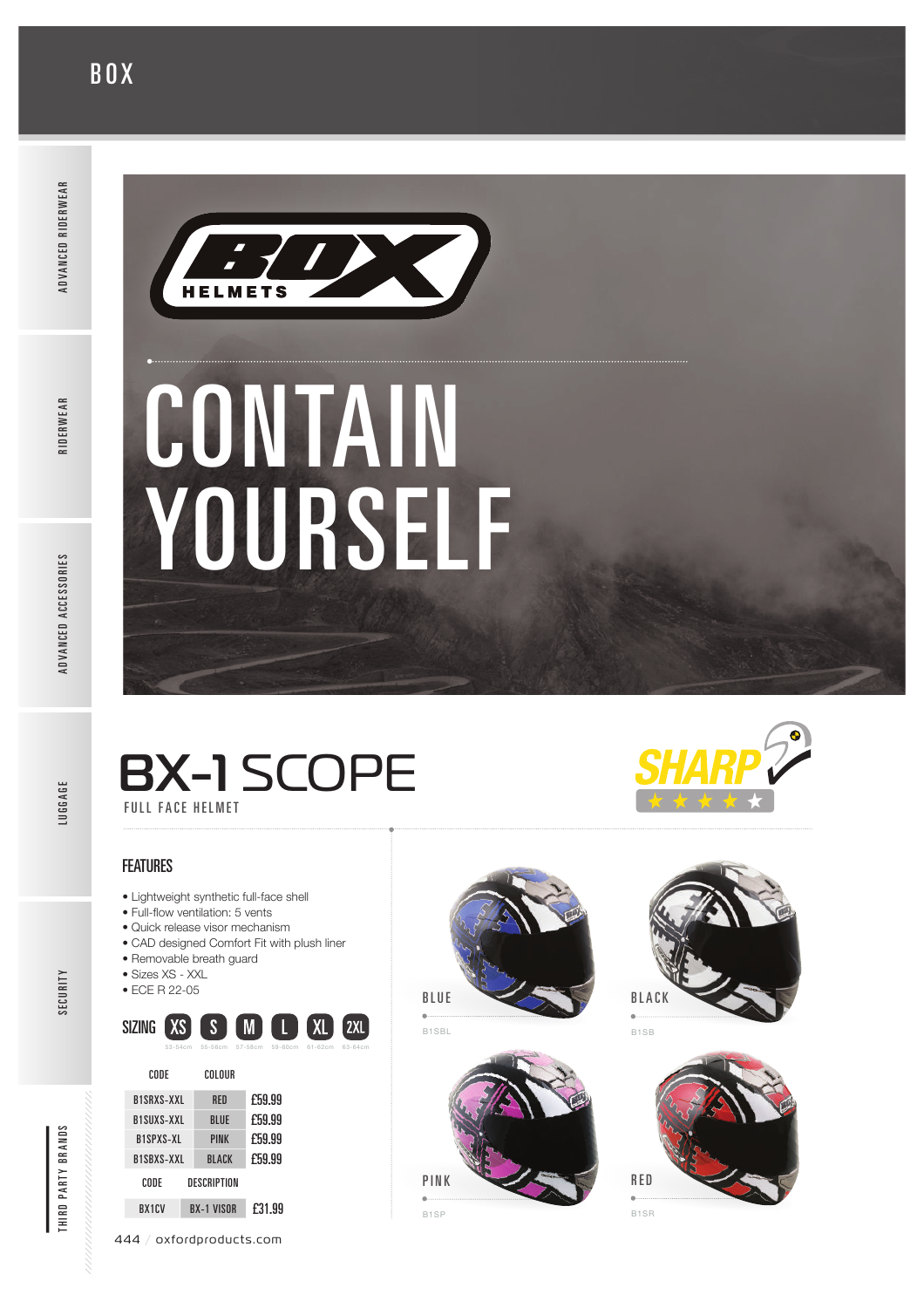# BOX

BOX HELMETS

# CONTAIN YOURSELF

## BX-1 SCOPE

FULL FACE HELMET

SHARP ★★★★★

### FEATURES

- Lightweight synthetic full-face shell
- Full-flow ventilation: 5 vents
- Quick release visor mechanism
- CAD designed Comfort Fit with plush liner
- Removable breath guard
- Sizes XS - XXL
- ECE R 22-05

**SIZING**

| XS | S | M | L | XL | 2XL |
|---|---|---|---|---|---|
| 53-54cm | 55-56cm | 57-58cm | 59-60cm | 61-62cm | 63-64cm |

| CODE | COLOUR | |
|---|---|---|
| B1SRXS-XXL | RED | £59.99 |
| B1SUXS-XXL | BLUE | £59.99 |
| B1SPXS-XL | PINK | £59.99 |
| B1SBXS-XXL | BLACK | £59.99 |

| CODE | DESCRIPTION | |
|---|---|---|
| BX1CV | BX-1 VISOR | £31.99 |

BLUE
B1SBL

BLACK
B1SB

PINK
B1SP

RED
B1SR

oxfordproducts.com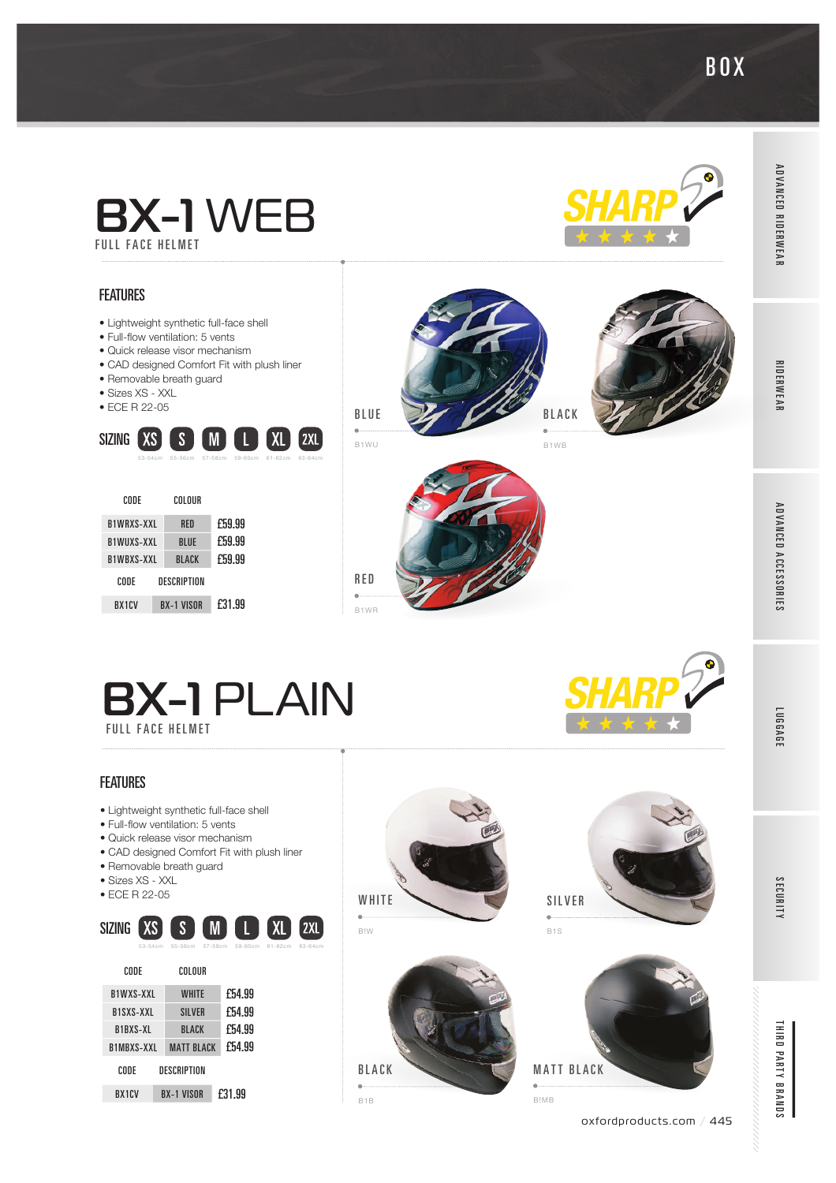# BX-1 WEB

FULL FACE HELMET

### FEATURES

- Lightweight synthetic full-face shell
- Full-flow ventilation: 5 vents
- Quick release visor mechanism
- CAD designed Comfort Fit with plush liner
- Removable breath guard
- Sizes XS - XXL
- ECE R 22-05

SIZING XS S M L XL 2XL

53-54cm 55-56cm 57-58cm 59-60cm 61-62cm 63-64cm

| CODE | COLOUR | |
|---|---|---|
| B1WRXS-XXL | RED | £59.99 |
| B1WUXS-XXL | BLUE | £59.99 |
| B1WBXS-XXL | BLACK | £59.99 |

| CODE | DESCRIPTION | |
|---|---|---|
| BX1CV | BX-1 VISOR | £31.99 |

BLUE
B1WU

BLACK
B1WB

RED
B1WR

# BX-1 PLAIN

FULL FACE HELMET

### FEATURES

- Lightweight synthetic full-face shell
- Full-flow ventilation: 5 vents
- Quick release visor mechanism
- CAD designed Comfort Fit with plush liner
- Removable breath guard
- Sizes XS - XXL
- ECE R 22-05

SIZING XS S M L XL 2XL

53-54cm 55-56cm 57-58cm 59-60cm 61-62cm 63-64cm

| CODE | COLOUR | |
|---|---|---|
| B1WXS-XXL | WHITE | £54.99 |
| B1SXS-XXL | SILVER | £54.99 |
| B1BXS-XL | BLACK | £54.99 |
| B1MBXS-XXL | MATT BLACK | £54.99 |

| CODE | DESCRIPTION | |
|---|---|---|
| BX1CV | BX-1 VISOR | £31.99 |

WHITE
B1W

SILVER
B1S

BLACK
B1B

MATT BLACK
B1MB